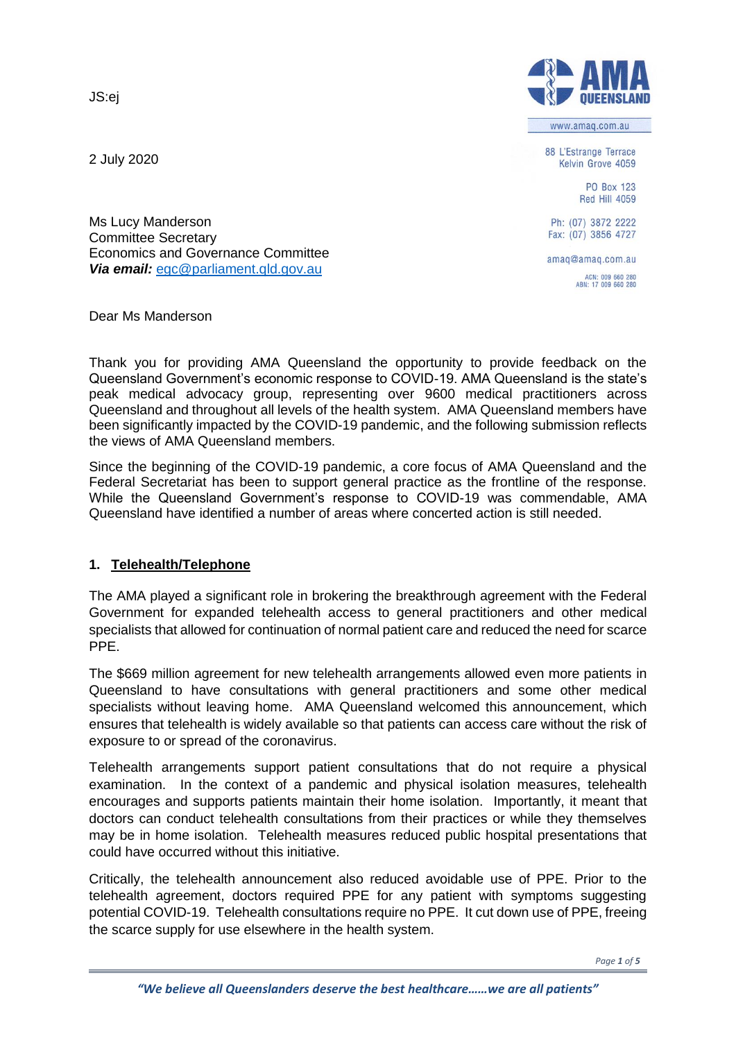JS:ej

**AMA QUEENSLAND**

www.amaq.com.au

88 L'Estrange Terrace
Kelvin Grove 4059

PO Box 123
Red Hill 4059

Ph: (07) 3872 2222
Fax: (07) 3856 4727

amaq@amaq.com.au

ACN: 009 660 280
ABN: 17 009 660 280

2 July 2020

Ms Lucy Manderson
Committee Secretary
Economics and Governance Committee
***Via email:*** egc@parliament.qld.gov.au

Dear Ms Manderson

Thank you for providing AMA Queensland the opportunity to provide feedback on the Queensland Government's economic response to COVID-19. AMA Queensland is the state's peak medical advocacy group, representing over 9600 medical practitioners across Queensland and throughout all levels of the health system. AMA Queensland members have been significantly impacted by the COVID-19 pandemic, and the following submission reflects the views of AMA Queensland members.

Since the beginning of the COVID-19 pandemic, a core focus of AMA Queensland and the Federal Secretariat has been to support general practice as the frontline of the response. While the Queensland Government's response to COVID-19 was commendable, AMA Queensland have identified a number of areas where concerted action is still needed.

## 1. Telehealth/Telephone

The AMA played a significant role in brokering the breakthrough agreement with the Federal Government for expanded telehealth access to general practitioners and other medical specialists that allowed for continuation of normal patient care and reduced the need for scarce PPE.

The $669 million agreement for new telehealth arrangements allowed even more patients in Queensland to have consultations with general practitioners and some other medical specialists without leaving home. AMA Queensland welcomed this announcement, which ensures that telehealth is widely available so that patients can access care without the risk of exposure to or spread of the coronavirus.

Telehealth arrangements support patient consultations that do not require a physical examination. In the context of a pandemic and physical isolation measures, telehealth encourages and supports patients maintain their home isolation. Importantly, it meant that doctors can conduct telehealth consultations from their practices or while they themselves may be in home isolation. Telehealth measures reduced public hospital presentations that could have occurred without this initiative.

Critically, the telehealth announcement also reduced avoidable use of PPE. Prior to the telehealth agreement, doctors required PPE for any patient with symptoms suggesting potential COVID-19. Telehealth consultations require no PPE. It cut down use of PPE, freeing the scarce supply for use elsewhere in the health system.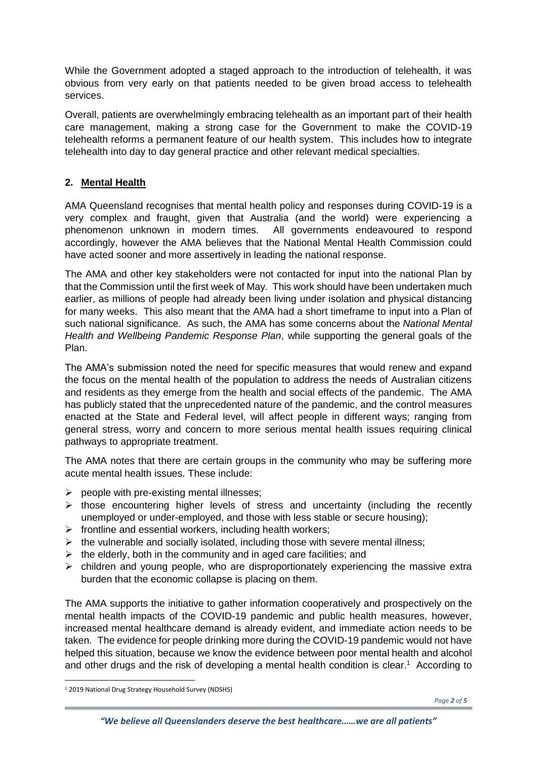While the Government adopted a staged approach to the introduction of telehealth, it was obvious from very early on that patients needed to be given broad access to telehealth services.

Overall, patients are overwhelmingly embracing telehealth as an important part of their health care management, making a strong case for the Government to make the COVID-19 telehealth reforms a permanent feature of our health system. This includes how to integrate telehealth into day to day general practice and other relevant medical specialties.

## 2. Mental Health

AMA Queensland recognises that mental health policy and responses during COVID-19 is a very complex and fraught, given that Australia (and the world) were experiencing a phenomenon unknown in modern times. All governments endeavoured to respond accordingly, however the AMA believes that the National Mental Health Commission could have acted sooner and more assertively in leading the national response.

The AMA and other key stakeholders were not contacted for input into the national Plan by that the Commission until the first week of May. This work should have been undertaken much earlier, as millions of people had already been living under isolation and physical distancing for many weeks. This also meant that the AMA had a short timeframe to input into a Plan of such national significance. As such, the AMA has some concerns about the *National Mental Health and Wellbeing Pandemic Response Plan*, while supporting the general goals of the Plan.

The AMA's submission noted the need for specific measures that would renew and expand the focus on the mental health of the population to address the needs of Australian citizens and residents as they emerge from the health and social effects of the pandemic. The AMA has publicly stated that the unprecedented nature of the pandemic, and the control measures enacted at the State and Federal level, will affect people in different ways; ranging from general stress, worry and concern to more serious mental health issues requiring clinical pathways to appropriate treatment.

The AMA notes that there are certain groups in the community who may be suffering more acute mental health issues. These include:

- people with pre-existing mental illnesses;
- those encountering higher levels of stress and uncertainty (including the recently unemployed or under-employed, and those with less stable or secure housing);
- frontline and essential workers, including health workers;
- the vulnerable and socially isolated, including those with severe mental illness;
- the elderly, both in the community and in aged care facilities; and
- children and young people, who are disproportionately experiencing the massive extra burden that the economic collapse is placing on them.

The AMA supports the initiative to gather information cooperatively and prospectively on the mental health impacts of the COVID-19 pandemic and public health measures, however, increased mental healthcare demand is already evident, and immediate action needs to be taken. The evidence for people drinking more during the COVID-19 pandemic would not have helped this situation, because we know the evidence between poor mental health and alcohol and other drugs and the risk of developing a mental health condition is clear.[1] According to

[1] 2019 National Drug Strategy Household Survey (NDSHS)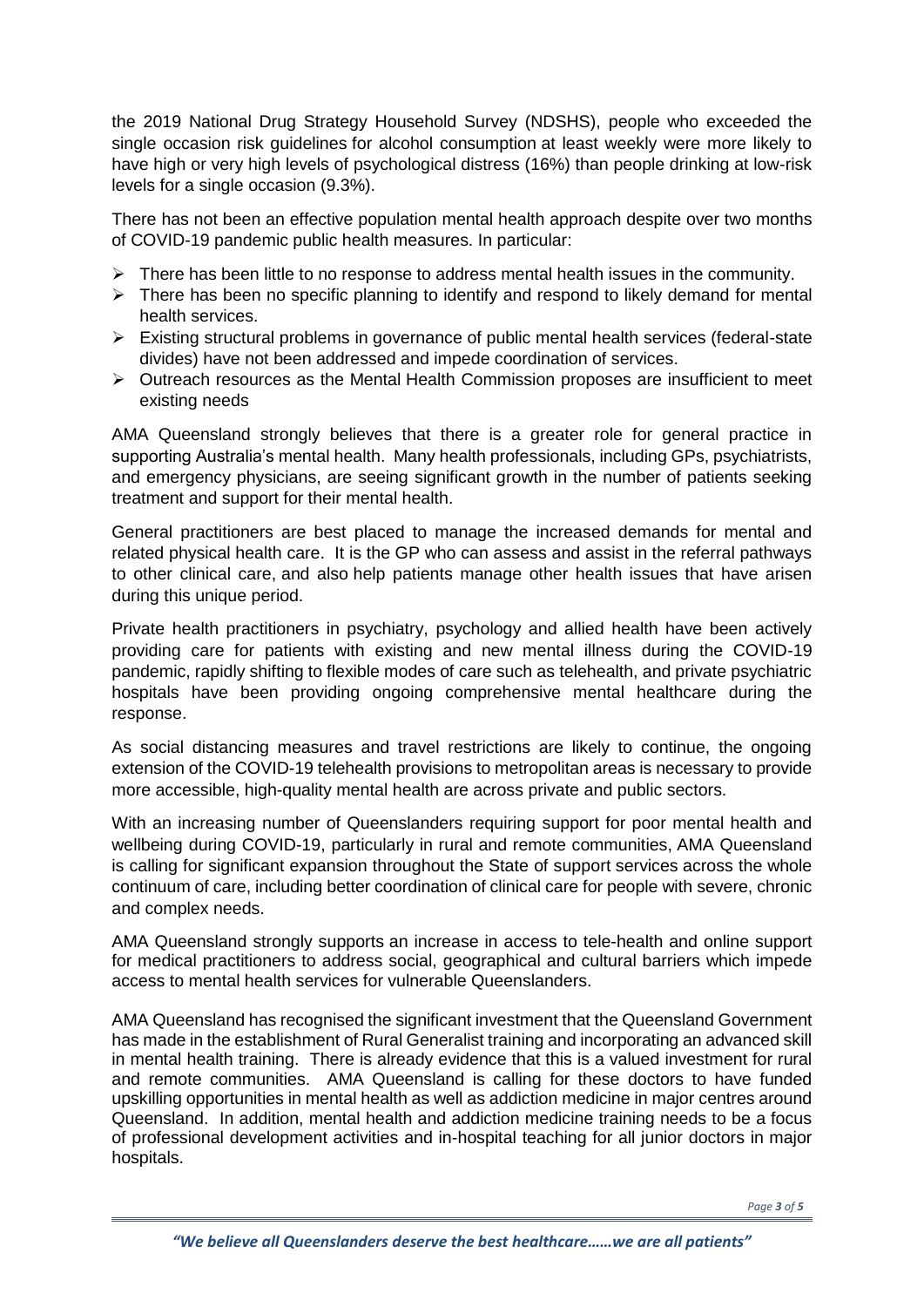the 2019 National Drug Strategy Household Survey (NDSHS), people who exceeded the single occasion risk guidelines for alcohol consumption at least weekly were more likely to have high or very high levels of psychological distress (16%) than people drinking at low-risk levels for a single occasion (9.3%).

There has not been an effective population mental health approach despite over two months of COVID-19 pandemic public health measures. In particular:

- There has been little to no response to address mental health issues in the community.
- There has been no specific planning to identify and respond to likely demand for mental health services.
- Existing structural problems in governance of public mental health services (federal-state divides) have not been addressed and impede coordination of services.
- Outreach resources as the Mental Health Commission proposes are insufficient to meet existing needs

AMA Queensland strongly believes that there is a greater role for general practice in supporting Australia's mental health. Many health professionals, including GPs, psychiatrists, and emergency physicians, are seeing significant growth in the number of patients seeking treatment and support for their mental health.

General practitioners are best placed to manage the increased demands for mental and related physical health care. It is the GP who can assess and assist in the referral pathways to other clinical care, and also help patients manage other health issues that have arisen during this unique period.

Private health practitioners in psychiatry, psychology and allied health have been actively providing care for patients with existing and new mental illness during the COVID-19 pandemic, rapidly shifting to flexible modes of care such as telehealth, and private psychiatric hospitals have been providing ongoing comprehensive mental healthcare during the response.

As social distancing measures and travel restrictions are likely to continue, the ongoing extension of the COVID-19 telehealth provisions to metropolitan areas is necessary to provide more accessible, high-quality mental health are across private and public sectors.

With an increasing number of Queenslanders requiring support for poor mental health and wellbeing during COVID-19, particularly in rural and remote communities, AMA Queensland is calling for significant expansion throughout the State of support services across the whole continuum of care, including better coordination of clinical care for people with severe, chronic and complex needs.

AMA Queensland strongly supports an increase in access to tele-health and online support for medical practitioners to address social, geographical and cultural barriers which impede access to mental health services for vulnerable Queenslanders.

AMA Queensland has recognised the significant investment that the Queensland Government has made in the establishment of Rural Generalist training and incorporating an advanced skill in mental health training. There is already evidence that this is a valued investment for rural and remote communities. AMA Queensland is calling for these doctors to have funded upskilling opportunities in mental health as well as addiction medicine in major centres around Queensland. In addition, mental health and addiction medicine training needs to be a focus of professional development activities and in-hospital teaching for all junior doctors in major hospitals.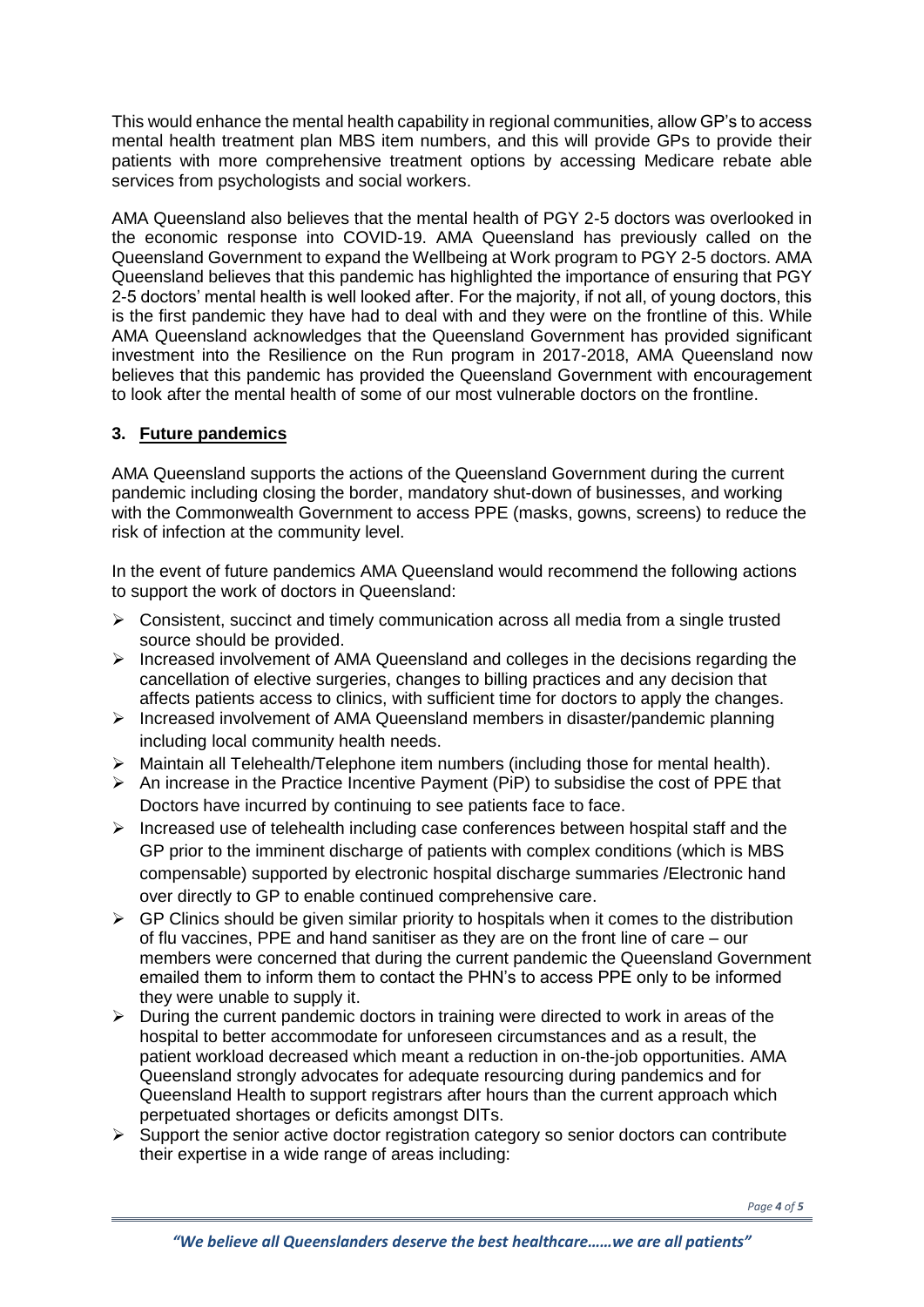This would enhance the mental health capability in regional communities, allow GP's to access mental health treatment plan MBS item numbers, and this will provide GPs to provide their patients with more comprehensive treatment options by accessing Medicare rebate able services from psychologists and social workers.

AMA Queensland also believes that the mental health of PGY 2-5 doctors was overlooked in the economic response into COVID-19. AMA Queensland has previously called on the Queensland Government to expand the Wellbeing at Work program to PGY 2-5 doctors. AMA Queensland believes that this pandemic has highlighted the importance of ensuring that PGY 2-5 doctors' mental health is well looked after. For the majority, if not all, of young doctors, this is the first pandemic they have had to deal with and they were on the frontline of this. While AMA Queensland acknowledges that the Queensland Government has provided significant investment into the Resilience on the Run program in 2017-2018, AMA Queensland now believes that this pandemic has provided the Queensland Government with encouragement to look after the mental health of some of our most vulnerable doctors on the frontline.

### 3. Future pandemics

AMA Queensland supports the actions of the Queensland Government during the current pandemic including closing the border, mandatory shut-down of businesses, and working with the Commonwealth Government to access PPE (masks, gowns, screens) to reduce the risk of infection at the community level.

In the event of future pandemics AMA Queensland would recommend the following actions to support the work of doctors in Queensland:

- Consistent, succinct and timely communication across all media from a single trusted source should be provided.
- Increased involvement of AMA Queensland and colleges in the decisions regarding the cancellation of elective surgeries, changes to billing practices and any decision that affects patients access to clinics, with sufficient time for doctors to apply the changes.
- Increased involvement of AMA Queensland members in disaster/pandemic planning including local community health needs.
- Maintain all Telehealth/Telephone item numbers (including those for mental health).
- An increase in the Practice Incentive Payment (PiP) to subsidise the cost of PPE that Doctors have incurred by continuing to see patients face to face.
- Increased use of telehealth including case conferences between hospital staff and the GP prior to the imminent discharge of patients with complex conditions (which is MBS compensable) supported by electronic hospital discharge summaries /Electronic hand over directly to GP to enable continued comprehensive care.
- GP Clinics should be given similar priority to hospitals when it comes to the distribution of flu vaccines, PPE and hand sanitiser as they are on the front line of care – our members were concerned that during the current pandemic the Queensland Government emailed them to inform them to contact the PHN's to access PPE only to be informed they were unable to supply it.
- During the current pandemic doctors in training were directed to work in areas of the hospital to better accommodate for unforeseen circumstances and as a result, the patient workload decreased which meant a reduction in on-the-job opportunities. AMA Queensland strongly advocates for adequate resourcing during pandemics and for Queensland Health to support registrars after hours than the current approach which perpetuated shortages or deficits amongst DITs.
- Support the senior active doctor registration category so senior doctors can contribute their expertise in a wide range of areas including:

*"We believe all Queenslanders deserve the best healthcare……we are all patients"*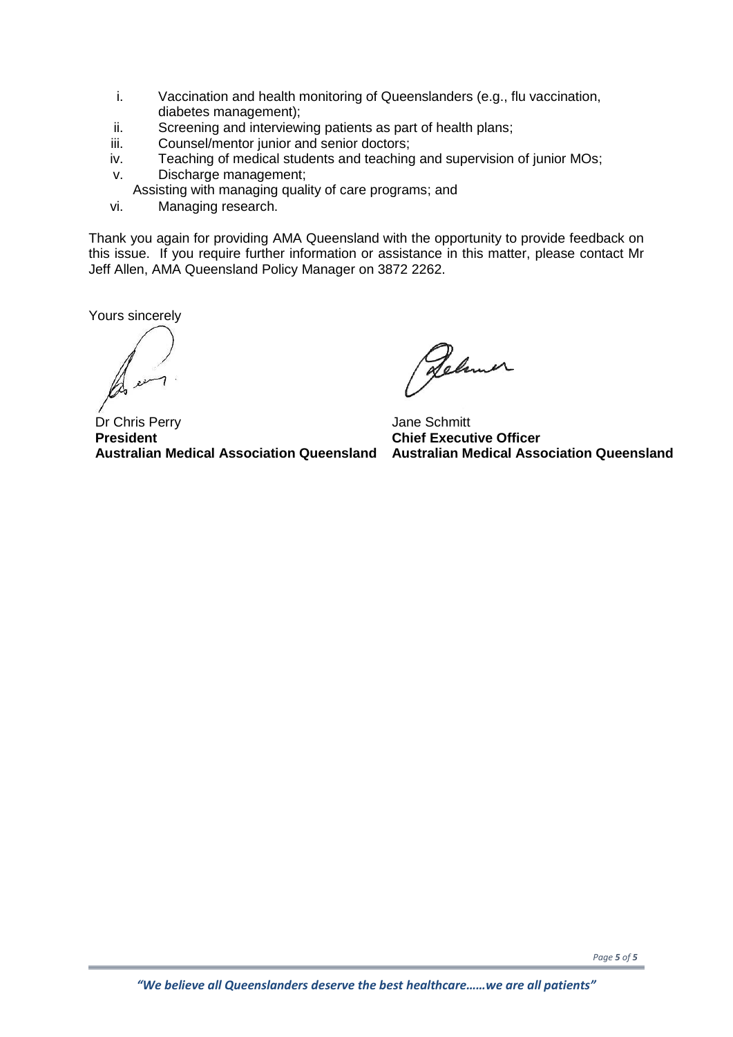i. Vaccination and health monitoring of Queenslanders (e.g., flu vaccination, diabetes management);
ii. Screening and interviewing patients as part of health plans;
iii. Counsel/mentor junior and senior doctors;
iv. Teaching of medical students and teaching and supervision of junior MOs;
v. Discharge management;
Assisting with managing quality of care programs; and
vi. Managing research.

Thank you again for providing AMA Queensland with the opportunity to provide feedback on this issue. If you require further information or assistance in this matter, please contact Mr Jeff Allen, AMA Queensland Policy Manager on 3872 2262.

Yours sincerely

Dr Chris Perry
**President**
**Australian Medical Association Queensland**

Jane Schmitt
**Chief Executive Officer**
**Australian Medical Association Queensland**

*"We believe all Queenslanders deserve the best healthcare……we are all patients"*